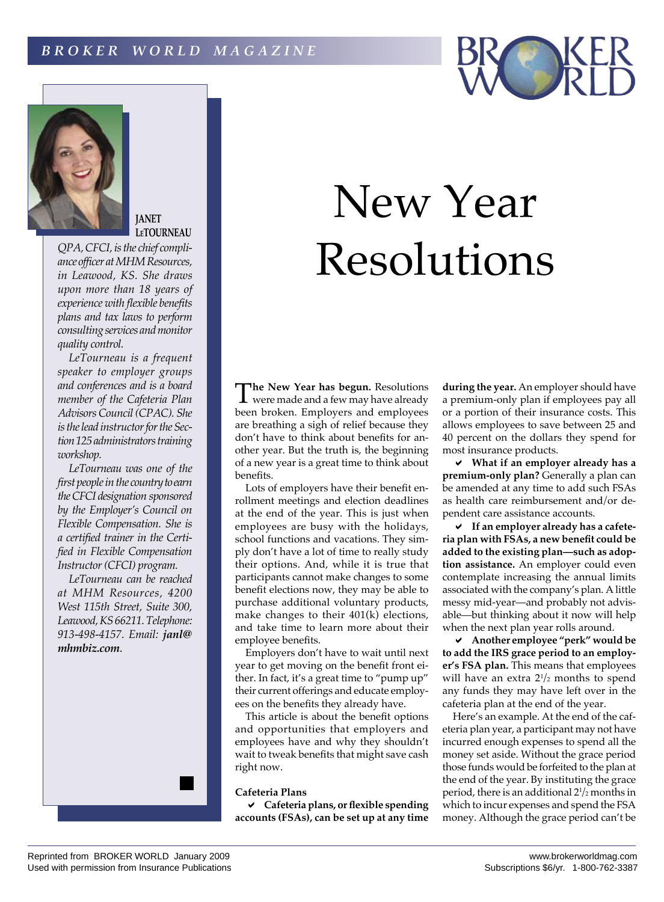# New Year Resolutions

**JANET LeTOURNEAU**

*QPA, CFCI, is the chief compliance officer at MHM Resources, in Leawood, KS. She draws upon more than 18 years of experience with flexible benefits plans and tax laws to perform consulting services and monitor quality control.*

*LeTourneau is a frequent speaker to employer groups and conferences and is a board member of the Cafeteria Plan Advisors Council (CPAC). She is the lead instructor for the Section 125 administrators training workshop.*

*LeTourneau was one of the first people in the country to earn the CFCI designation sponsored by the Employer's Council on Flexible Compensation. She is a certified trainer in the Certified in Flexible Compensation Instructor (CFCI) program.*

*LeTourneau can be reached at MHM Resources, 4200 West 115th Street, Suite 300, Leawood, KS 66211. Telephone: 913-498-4157. Email: **janl@mhmbiz.com**.*

**The New Year has begun.** Resolutions were made and a few may have already been broken. Employers and employees are breathing a sigh of relief because they don't have to think about benefits for another year. But the truth is, the beginning of a new year is a great time to think about benefits.

Lots of employers have their benefit enrollment meetings and election deadlines at the end of the year. This is just when employees are busy with the holidays, school functions and vacations. They simply don't have a lot of time to really study their options. And, while it is true that participants cannot make changes to some benefit elections now, they may be able to purchase additional voluntary products, make changes to their 401(k) elections, and take time to learn more about their employee benefits.

Employers don't have to wait until next year to get moving on the benefit front either. In fact, it's a great time to "pump up" their current offerings and educate employees on the benefits they already have.

This article is about the benefit options and opportunities that employers and employees have and why they shouldn't wait to tweak benefits that might save cash right now.

**Cafeteria Plans**

- ✔ **Cafeteria plans, or flexible spending accounts (FSAs), can be set up at any time during the year.** An employer should have a premium-only plan if employees pay all or a portion of their insurance costs. This allows employees to save between 25 and 40 percent on the dollars they spend for most insurance products.
- ✔ **What if an employer already has a premium-only plan?** Generally a plan can be amended at any time to add such FSAs as health care reimbursement and/or dependent care assistance accounts.
- ✔ **If an employer already has a cafeteria plan with FSAs, a new benefit could be added to the existing plan—such as adoption assistance.** An employer could even contemplate increasing the annual limits associated with the company's plan. A little messy mid-year—and probably not advisable—but thinking about it now will help when the next plan year rolls around.
- ✔ **Another employee "perk" would be to add the IRS grace period to an employer's FSA plan.** This means that employees will have an extra 2½ months to spend any funds they may have left over in the cafeteria plan at the end of the year.

Here's an example. At the end of the cafeteria plan year, a participant may not have incurred enough expenses to spend all the money set aside. Without the grace period those funds would be forfeited to the plan at the end of the year. By instituting the grace period, there is an additional 2½ months in which to incur expenses and spend the FSA money. Although the grace period can't be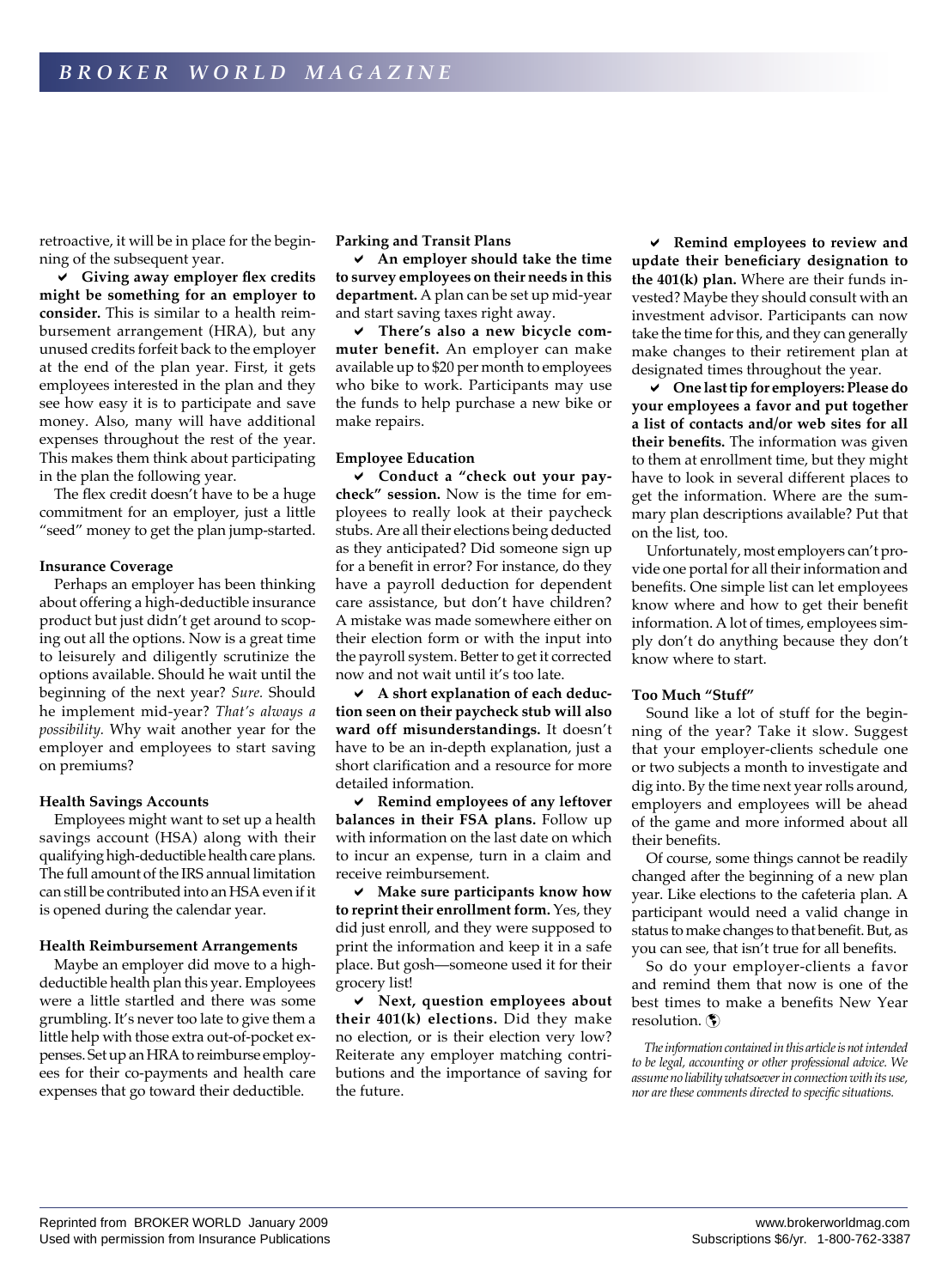retroactive, it will be in place for the beginning of the subsequent year.

✔ **Giving away employer flex credits might be something for an employer to consider.** This is similar to a health reimbursement arrangement (HRA), but any unused credits forfeit back to the employer at the end of the plan year. First, it gets employees interested in the plan and they see how easy it is to participate and save money. Also, many will have additional expenses throughout the rest of the year. This makes them think about participating in the plan the following year.

The flex credit doesn't have to be a huge commitment for an employer, just a little "seed" money to get the plan jump-started.

**Insurance Coverage**

Perhaps an employer has been thinking about offering a high-deductible insurance product but just didn't get around to scoping out all the options. Now is a great time to leisurely and diligently scrutinize the options available. Should he wait until the beginning of the next year? *Sure.* Should he implement mid-year? *That's always a possibility.* Why wait another year for the employer and employees to start saving on premiums?

**Health Savings Accounts**

Employees might want to set up a health savings account (HSA) along with their qualifying high-deductible health care plans. The full amount of the IRS annual limitation can still be contributed into an HSA even if it is opened during the calendar year.

**Health Reimbursement Arrangements**

Maybe an employer did move to a high-deductible health plan this year. Employees were a little startled and there was some grumbling. It's never too late to give them a little help with those extra out-of-pocket expenses. Set up an HRA to reimburse employees for their co-payments and health care expenses that go toward their deductible.

**Parking and Transit Plans**

✔ **An employer should take the time to survey employees on their needs in this department.** A plan can be set up mid-year and start saving taxes right away.

✔ **There's also a new bicycle commuter benefit.** An employer can make available up to $20 per month to employees who bike to work. Participants may use the funds to help purchase a new bike or make repairs.

**Employee Education**

✔ **Conduct a "check out your paycheck" session.** Now is the time for employees to really look at their paycheck stubs. Are all their elections being deducted as they anticipated? Did someone sign up for a benefit in error? For instance, do they have a payroll deduction for dependent care assistance, but don't have children? A mistake was made somewhere either on their election form or with the input into the payroll system. Better to get it corrected now and not wait until it's too late.

✔ **A short explanation of each deduction seen on their paycheck stub will also ward off misunderstandings.** It doesn't have to be an in-depth explanation, just a short clarification and a resource for more detailed information.

✔ **Remind employees of any leftover balances in their FSA plans.** Follow up with information on the last date on which to incur an expense, turn in a claim and receive reimbursement.

✔ **Make sure participants know how to reprint their enrollment form.** Yes, they did just enroll, and they were supposed to print the information and keep it in a safe place. But gosh—someone used it for their grocery list!

✔ **Next, question employees about their 401(k) elections.** Did they make no election, or is their election very low? Reiterate any employer matching contributions and the importance of saving for the future.

✔ **Remind employees to review and update their beneficiary designation to the 401(k) plan.** Where are their funds invested? Maybe they should consult with an investment advisor. Participants can now take the time for this, and they can generally make changes to their retirement plan at designated times throughout the year.

✔ **One last tip for employers: Please do your employees a favor and put together a list of contacts and/or web sites for all their benefits.** The information was given to them at enrollment time, but they might have to look in several different places to get the information. Where are the summary plan descriptions available? Put that on the list, too.

Unfortunately, most employers can't provide one portal for all their information and benefits. One simple list can let employees know where and how to get their benefit information. A lot of times, employees simply don't do anything because they don't know where to start.

**Too Much "Stuff"**

Sound like a lot of stuff for the beginning of the year? Take it slow. Suggest that your employer-clients schedule one or two subjects a month to investigate and dig into. By the time next year rolls around, employers and employees will be ahead of the game and more informed about all their benefits.

Of course, some things cannot be readily changed after the beginning of a new plan year. Like elections to the cafeteria plan. A participant would need a valid change in status to make changes to that benefit. But, as you can see, that isn't true for all benefits.

So do your employer-clients a favor and remind them that now is one of the best times to make a benefits New Year resolution.

*The information contained in this article is not intended to be legal, accounting or other professional advice. We assume no liability whatsoever in connection with its use, nor are these comments directed to specific situations.*

Reprinted from BROKER WORLD January 2009
Used with permission from Insurance Publications

www.brokerworldmag.com
Subscriptions $6/yr. 1-800-762-3387